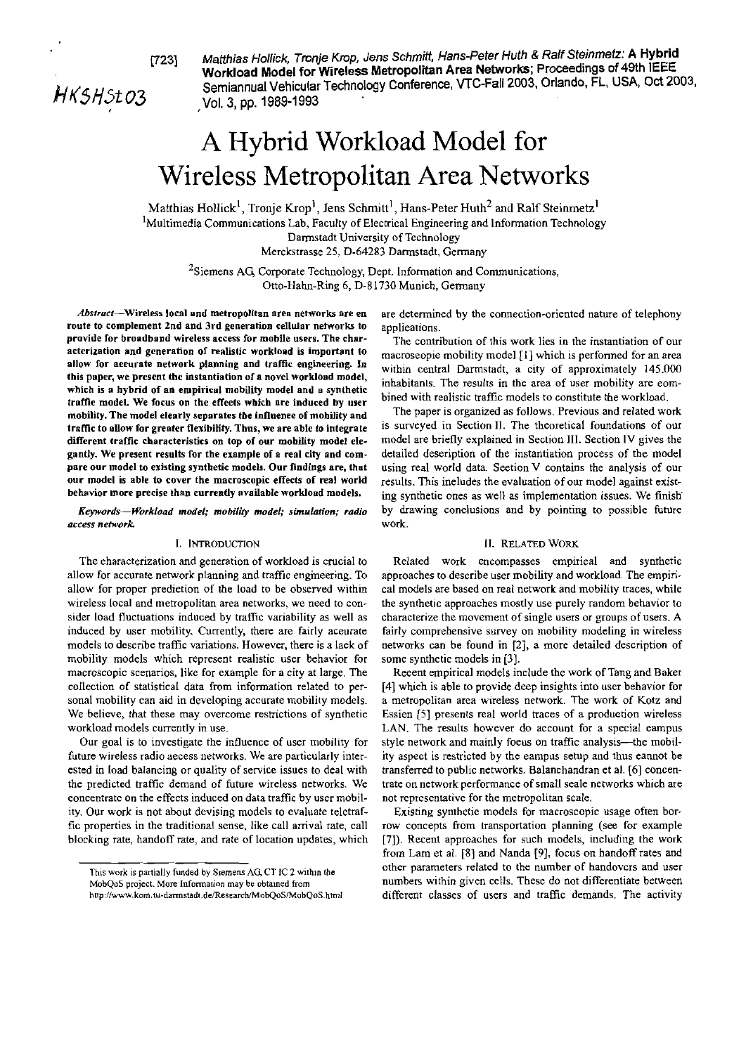[723] *Matthias Hollick, Tronje Krop, Jens Schmitt, Hans-Peter Huth & Ralf Steinmetz:* **A Hybrid Workload Model for Wireless Metropolitan Area Networks**; Proceedings of 49th IEEE Semiannual Vehicular Technology Conference, VTC-Fall 2003, Orlando, FL, USA, Oct 2003, Vol. 3, pp. 1989-1993

HKSHSt03

# A Hybrid Workload Model for Wireless Metropolitan Area Networks

Matthias Hollick[1], Tronje Krop[1], Jens Schmitt[1], Hans-Peter Huth[2] and Ralf Steinmetz[1]

[1]Multimedia Communications Lab, Faculty of Electrical Engineering and Information Technology
Darmstadt University of Technology
Merckstrasse 25, D-64283 Darmstadt, Germany

[2]Siemens AG, Corporate Technology, Dept. Information and Communications,
Otto-Hahn-Ring 6, D-81730 Munich, Germany

***Abstract*—Wireless local and metropolitan area networks are en route to complement 2nd and 3rd generation cellular networks to provide for broadband wireless access for mobile users. The characterization and generation of realistic workload is important to allow for accurate network planning and traffic engineering. In this paper, we present the instantiation of a novel workload model, which is a hybrid of an empirical mobility model and a synthetic traffic model. We focus on the effects which are induced by user mobility. The model clearly separates the influence of mobility and traffic to allow for greater flexibility. Thus, we are able to integrate different traffic characteristics on top of our mobility model elegantly. We present results for the example of a real city and compare our model to existing synthetic models. Our findings are, that our model is able to cover the macroscopic effects of real world behavior more precise than currently available workload models.**

***Keywords*—*Workload model; mobility model; simulation; radio access network.***

## I. Introduction

The characterization and generation of workload is crucial to allow for accurate network planning and traffic engineering. To allow for proper prediction of the load to be observed within wireless local and metropolitan area networks, we need to consider load fluctuations induced by traffic variability as well as induced by user mobility. Currently, there are fairly accurate models to describe traffic variations. However, there is a lack of mobility models which represent realistic user behavior for macroscopic scenarios, like for example for a city at large. The collection of statistical data from information related to personal mobility can aid in developing accurate mobility models. We believe, that these may overcome restrictions of synthetic workload models currently in use.

Our goal is to investigate the influence of user mobility for future wireless radio access networks. We are particularly interested in load balancing or quality of service issues to deal with the predicted traffic demand of future wireless networks. We concentrate on the effects induced on data traffic by user mobility. Our work is not about devising models to evaluate teletraffic properties in the traditional sense, like call arrival rate, call blocking rate, handoff rate, and rate of location updates, which are determined by the connection-oriented nature of telephony applications.

The contribution of this work lies in the instantiation of our macroscopic mobility model [1] which is performed for an area within central Darmstadt, a city of approximately 145.000 inhabitants. The results in the area of user mobility are combined with realistic traffic models to constitute the workload.

The paper is organized as follows. Previous and related work is surveyed in Section II. The theoretical foundations of our model are briefly explained in Section III. Section IV gives the detailed description of the instantiation process of the model using real world data. Section V contains the analysis of our results. This includes the evaluation of our model against existing synthetic ones as well as implementation issues. We finish by drawing conclusions and by pointing to possible future work.

## II. Related Work

Related work encompasses empirical and synthetic approaches to describe user mobility and workload. The empirical models are based on real network and mobility traces, while the synthetic approaches mostly use purely random behavior to characterize the movement of single users or groups of users. A fairly comprehensive survey on mobility modeling in wireless networks can be found in [2], a more detailed description of some synthetic models in [3].

Recent empirical models include the work of Tang and Baker [4] which is able to provide deep insights into user behavior for a metropolitan area wireless network. The work of Kotz and Essien [5] presents real world traces of a production wireless LAN. The results however do account for a special campus style network and mainly focus on traffic analysis—the mobility aspect is restricted by the campus setup and thus cannot be transferred to public networks. Balanchandran et al. [6] concentrate on network performance of small scale networks which are not representative for the metropolitan scale.

Existing synthetic models for macroscopic usage often borrow concepts from transportation planning (see for example [7]). Recent approaches for such models, including the work from Lam et al. [8] and Nanda [9], focus on handoff rates and other parameters related to the number of handovers and user numbers within given cells. These do not differentiate between different classes of users and traffic demands. The activity

This work is partially funded by Siemens AG, CT IC 2 within the MobQoS project. More Information may be obtained from http://www.kom.tu-darmstadt.de/Research/MobQoS/MobQoS.html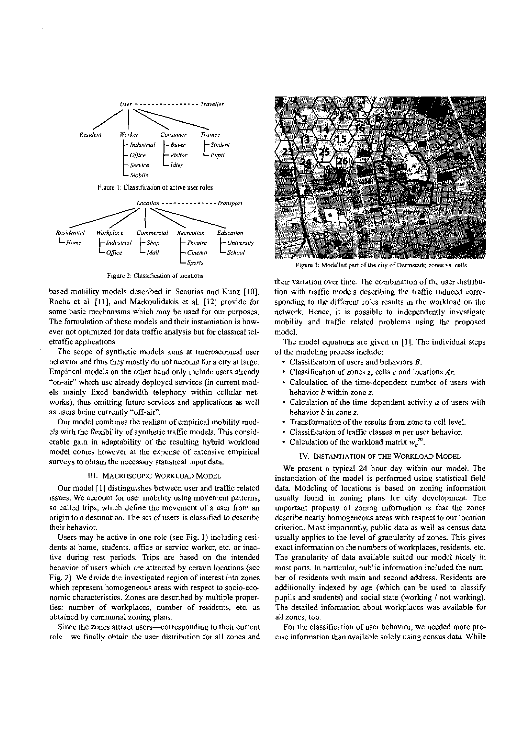User - - - - - - - - - - - - - - - Traveller

Resident | Worker (Industrial, Office, Service, Mobile) | Consumer (Buyer, Visitor, Idler) | Trainee (Student, Pupil)

Figure 1: Classification of active user roles

Location - - - - - - - - - - - - - Transport

Residential (Home) | Workplace (Industrial, Office) | Commercial (Shop, Mall) | Recreation (Theatre, Cinema, Sports) | Education (University, School)

Figure 2: Classification of locations

based mobility models described in Scourias and Kunz [10], Rocha et al. [11], and Markoulidakis et al. [12] provide for some basic mechanisms which may be used for our purposes. The formulation of these models and their instantiation is however not optimized for data traffic analysis but for classical teletraffic applications.

The scope of synthetic models aims at microscopical user behavior and thus they mostly do not account for a city at large. Empirical models on the other hand only include users already "on-air" which use already deployed services (in current models mainly fixed bandwidth telephony within cellular networks), thus omitting future services and applications as well as users being currently "off-air".

Our model combines the realism of empirical mobility models with the flexibility of synthetic traffic models. This considerable gain in adaptability of the resulting hybrid workload model comes however at the expense of extensive empirical surveys to obtain the necessary statistical input data.

## III. Macroscopic Workload Model

Our model [1] distinguishes between user and traffic related issues. We account for user mobility using movement patterns, so called trips, which define the movement of a user from an origin to a destination. The set of users is classified to describe their behavior.

Users may be active in one role (see Fig. 1) including residents at home, students, office or service worker, etc. or inactive during rest periods. Trips are based on the intended behavior of users which are attracted by certain locations (see Fig. 2). We divide the investigated region of interest into zones which represent homogeneous areas with respect to socio-economic characteristics. Zones are described by multiple properties: number of workplaces, number of residents, etc. as obtained by communal zoning plans.

Since the zones attract users—corresponding to their current role—we finally obtain the user distribution for all zones and

Figure 3: Modelled part of the city of Darmstadt; zones vs. cells

their variation over time. The combination of the user distribution with traffic models describing the traffic induced corresponding to the different roles results in the workload on the network. Hence, it is possible to independently investigate mobility and traffic related problems using the proposed model.

The model equations are given in [1]. The individual steps of the modeling process include:

- Classification of users and behaviors $B$.
- Classification of zones $z$, cells $c$ and locations $Ar$.
- Calculation of the time-dependent number of users with behavior $b$ within zone $z$.
- Calculation of the time-dependent activity $a$ of users with behavior $b$ in zone $z$.
- Transformation of the results from zone to cell level.
- Classification of traffic classes $m$ per user behavior.
- Calculation of the workload matrix $w_c^m$.

## IV. Instantiation of the Workload Model

We present a typical 24 hour day within our model. The instantiation of the model is performed using statistical field data. Modeling of locations is based on zoning information usually found in zoning plans for city development. The important property of zoning information is that the zones describe nearly homogeneous areas with respect to our location criterion. Most importantly, public data as well as census data usually applies to the level of granularity of zones. This gives exact information on the numbers of workplaces, residents, etc. The granularity of data available suited our model nicely in most parts. In particular, public information included the number of residents with main and second address. Residents are additionally indexed by age (which can be used to classify pupils and students) and social state (working / not working). The detailed information about workplaces was available for all zones, too.

For the classification of user behavior, we needed more precise information than available solely using census data. While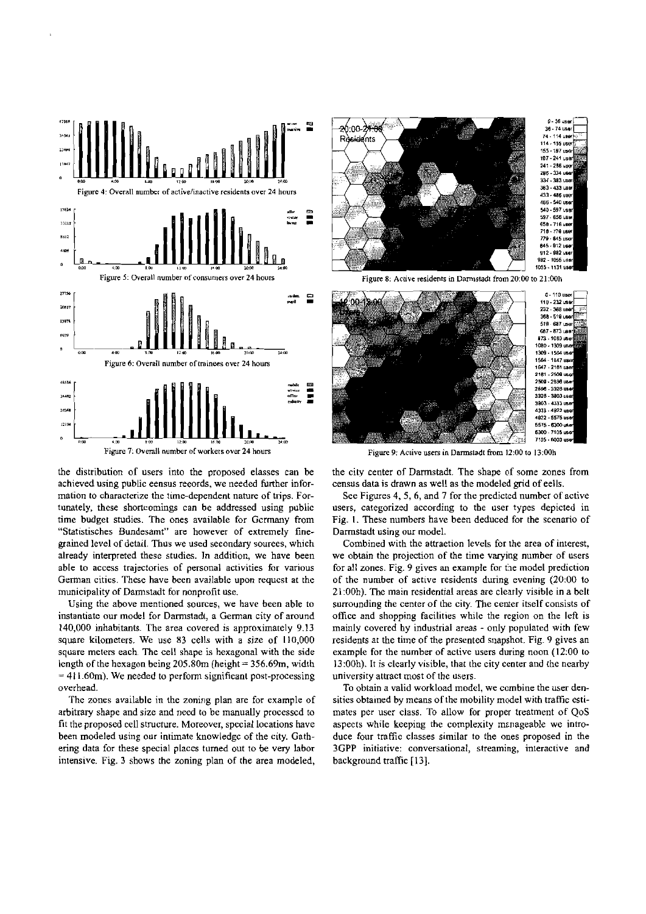Figure 4: Overall number of active/inactive residents over 24 hours

Figure 5: Overall number of consumers over 24 hours

Figure 6: Overall number of trainees over 24 hours

Figure 7: Overall number of workers over 24 hours

Figure 8: Active residents in Darmstadt from 20:00 to 21:00h

Figure 9: Active users in Darmstadt from 12:00 to 13:00h

the distribution of users into the proposed classes can be achieved using public census records, we needed further information to characterize the time-dependent nature of trips. Fortunately, these shortcomings can be addressed using public time budget studies. The ones available for Germany from "Statistisches Bundesamt" are however of extremely fine-grained level of detail. Thus we used secondary sources, which already interpreted these studies. In addition, we have been able to access trajectories of personal activities for various German cities. These have been available upon request at the municipality of Darmstadt for nonprofit use.

Using the above mentioned sources, we have been able to instantiate our model for Darmstadt, a German city of around 140,000 inhabitants. The area covered is approximately 9.13 square kilometers. We use 83 cells with a size of 110,000 square meters each. The cell shape is hexagonal with the side length of the hexagon being 205.80m (height = 356.69m, width = 411.60m). We needed to perform significant post-processing overhead.

The zones available in the zoning plan are for example of arbitrary shape and size and need to be manually processed to fit the proposed cell structure. Moreover, special locations have been modeled using our intimate knowledge of the city. Gathering data for these special places turned out to be very labor intensive. Fig. 3 shows the zoning plan of the area modeled, the city center of Darmstadt. The shape of some zones from census data is drawn as well as the modeled grid of cells.

See Figures 4, 5, 6, and 7 for the predicted number of active users, categorized according to the user types depicted in Fig. 1. These numbers have been deduced for the scenario of Darmstadt using our model.

Combined with the attraction levels for the area of interest, we obtain the projection of the time varying number of users for all zones. Fig. 9 gives an example for the model prediction of the number of active residents during evening (20:00 to 21:00h). The main residential areas are clearly visible in a belt surrounding the center of the city. The center itself consists of office and shopping facilities while the region on the left is mainly covered by industrial areas - only populated with few residents at the time of the presented snapshot. Fig. 9 gives an example for the number of active users during noon (12:00 to 13:00h). It is clearly visible, that the city center and the nearby university attract most of the users.

To obtain a valid workload model, we combine the user densities obtained by means of the mobility model with traffic estimates per user class. To allow for proper treatment of QoS aspects while keeping the complexity manageable we introduce four traffic classes similar to the ones proposed in the 3GPP initiative: conversational, streaming, interactive and background traffic [13].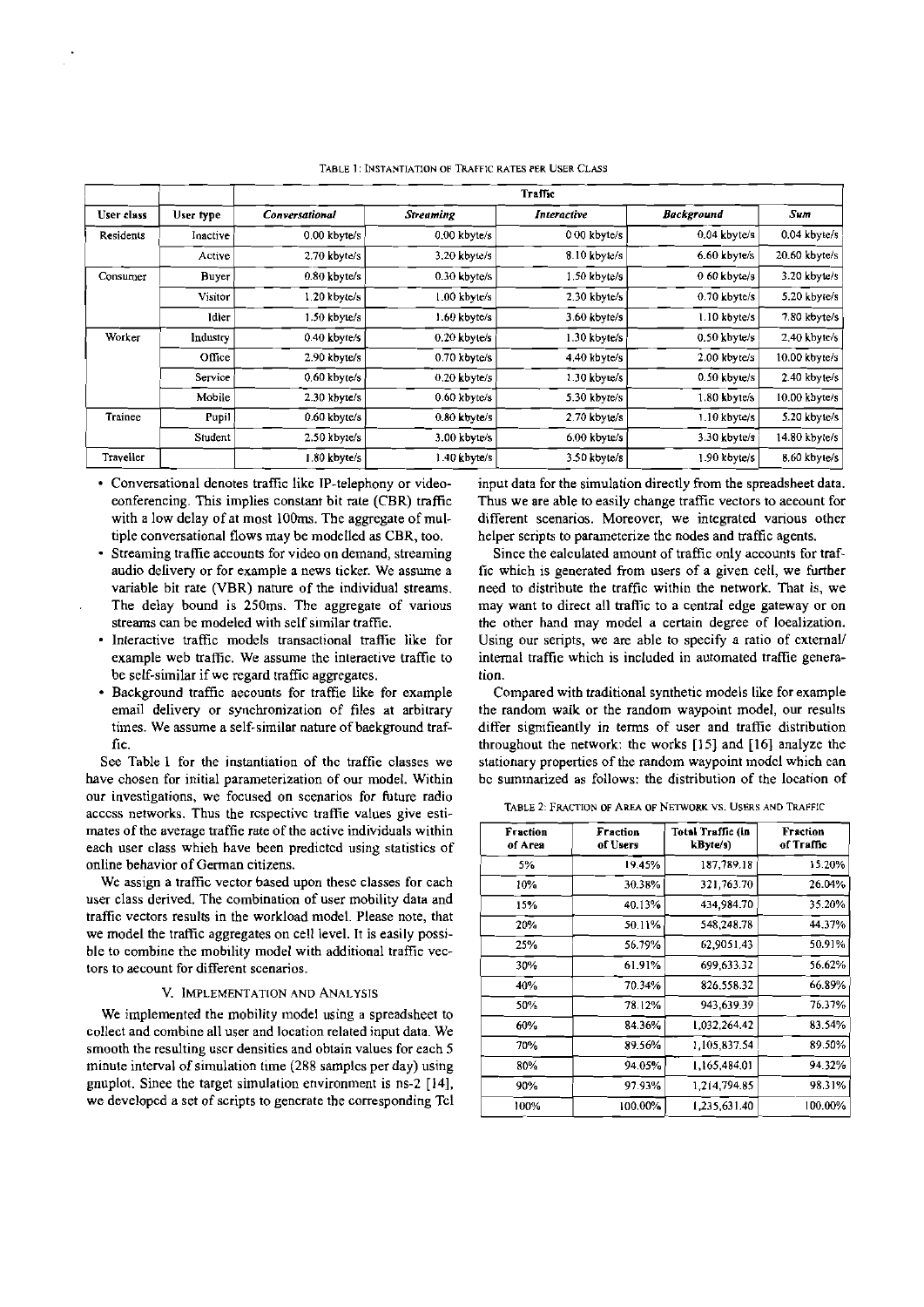TABLE 1: INSTANTIATION OF TRAFFIC RATES PER USER CLASS

| | | Traffic | | | | |
|---|---|---|---|---|---|---|
| User class | User type | *Conversational* | *Streaming* | *Interactive* | *Background* | *Sum* |
| Residents | Inactive | 0.00 kbyte/s | 0.00 kbyte/s | 0.00 kbyte/s | 0.04 kbyte/s | 0.04 kbyte/s |
| | Active | 2.70 kbyte/s | 3.20 kbyte/s | 8.10 kbyte/s | 6.60 kbyte/s | 20.60 kbyte/s |
| Consumer | Buyer | 0.80 kbyte/s | 0.30 kbyte/s | 1.50 kbyte/s | 0.60 kbyte/s | 3.20 kbyte/s |
| | Visitor | 1.20 kbyte/s | 1.00 kbyte/s | 2.30 kbyte/s | 0.70 kbyte/s | 5.20 kbyte/s |
| | Idler | 1.50 kbyte/s | 1.60 kbyte/s | 3.60 kbyte/s | 1.10 kbyte/s | 7.80 kbyte/s |
| Worker | Industry | 0.40 kbyte/s | 0.20 kbyte/s | 1.30 kbyte/s | 0.50 kbyte/s | 2.40 kbyte/s |
| | Office | 2.90 kbyte/s | 0.70 kbyte/s | 4.40 kbyte/s | 2.00 kbyte/s | 10.00 kbyte/s |
| | Service | 0.60 kbyte/s | 0.20 kbyte/s | 1.30 kbyte/s | 0.50 kbyte/s | 2.40 kbyte/s |
| | Mobile | 2.30 kbyte/s | 0.60 kbyte/s | 5.30 kbyte/s | 1.80 kbyte/s | 10.00 kbyte/s |
| Trainee | Pupil | 0.60 kbyte/s | 0.80 kbyte/s | 2.70 kbyte/s | 1.10 kbyte/s | 5.20 kbyte/s |
| | Student | 2.50 kbyte/s | 3.00 kbyte/s | 6.00 kbyte/s | 3.30 kbyte/s | 14.80 kbyte/s |
| Traveller | | 1.80 kbyte/s | 1.40 kbyte/s | 3.50 kbyte/s | 1.90 kbyte/s | 8.60 kbyte/s |

- Conversational denotes traffic like IP-telephony or videoconferencing. This implies constant bit rate (CBR) traffic with a low delay of at most 100ms. The aggregate of multiple conversational flows may be modelled as CBR, too.
- Streaming traffic accounts for video on demand, streaming audio delivery or for example a news ticker. We assume a variable bit rate (VBR) nature of the individual streams. The delay bound is 250ms. The aggregate of various streams can be modeled with self similar traffic.
- Interactive traffic models transactional traffic like for example web traffic. We assume the interactive traffic to be self-similar if we regard traffic aggregates.
- Background traffic accounts for traffic like for example email delivery or synchronization of files at arbitrary times. We assume a self-similar nature of background traffic.

See Table 1 for the instantiation of the traffic classes we have chosen for initial parameterization of our model. Within our investigations, we focused on scenarios for future radio access networks. Thus the respective traffic values give estimates of the average traffic rate of the active individuals within each user class which have been predicted using statistics of online behavior of German citizens.

We assign a traffic vector based upon these classes for each user class derived. The combination of user mobility data and traffic vectors results in the workload model. Please note, that we model the traffic aggregates on cell level. It is easily possible to combine the mobility model with additional traffic vectors to account for different scenarios.

## V. IMPLEMENTATION AND ANALYSIS

We implemented the mobility model using a spreadsheet to collect and combine all user and location related input data. We smooth the resulting user densities and obtain values for each 5 minute interval of simulation time (288 samples per day) using gnuplot. Since the target simulation environment is ns-2 [14], we developed a set of scripts to generate the corresponding Tcl input data for the simulation directly from the spreadsheet data. Thus we are able to easily change traffic vectors to account for different scenarios. Moreover, we integrated various other helper scripts to parameterize the nodes and traffic agents.

Since the calculated amount of traffic only accounts for traffic which is generated from users of a given cell, we further need to distribute the traffic within the network. That is, we may want to direct all traffic to a central edge gateway or on the other hand may model a certain degree of localization. Using our scripts, we are able to specify a ratio of external/internal traffic which is included in automated traffic generation.

Compared with traditional synthetic models like for example the random walk or the random waypoint model, our results differ significantly in terms of user and traffic distribution throughout the network: the works [15] and [16] analyze the stationary properties of the random waypoint model which can be summarized as follows: the distribution of the location of

TABLE 2: FRACTION OF AREA OF NETWORK VS. USERS AND TRAFFIC

| Fraction of Area | Fraction of Users | Total Traffic (in kByte/s) | Fraction of Traffic |
|---|---|---|---|
| 5% | 19.45% | 187,789.18 | 15.20% |
| 10% | 30.38% | 321,763.70 | 26.04% |
| 15% | 40.13% | 434,984.70 | 35.20% |
| 20% | 50.11% | 548,248.78 | 44.37% |
| 25% | 56.79% | 62,9051.43 | 50.91% |
| 30% | 61.91% | 699,633.32 | 56.62% |
| 40% | 70.34% | 826,558.32 | 66.89% |
| 50% | 78.12% | 943,639.39 | 76.37% |
| 60% | 84.36% | 1,032,264.42 | 83.54% |
| 70% | 89.56% | 1,105,837.54 | 89.50% |
| 80% | 94.05% | 1,165,484.01 | 94.32% |
| 90% | 97.93% | 1,214,794.85 | 98.31% |
| 100% | 100.00% | 1,235,631.40 | 100.00% |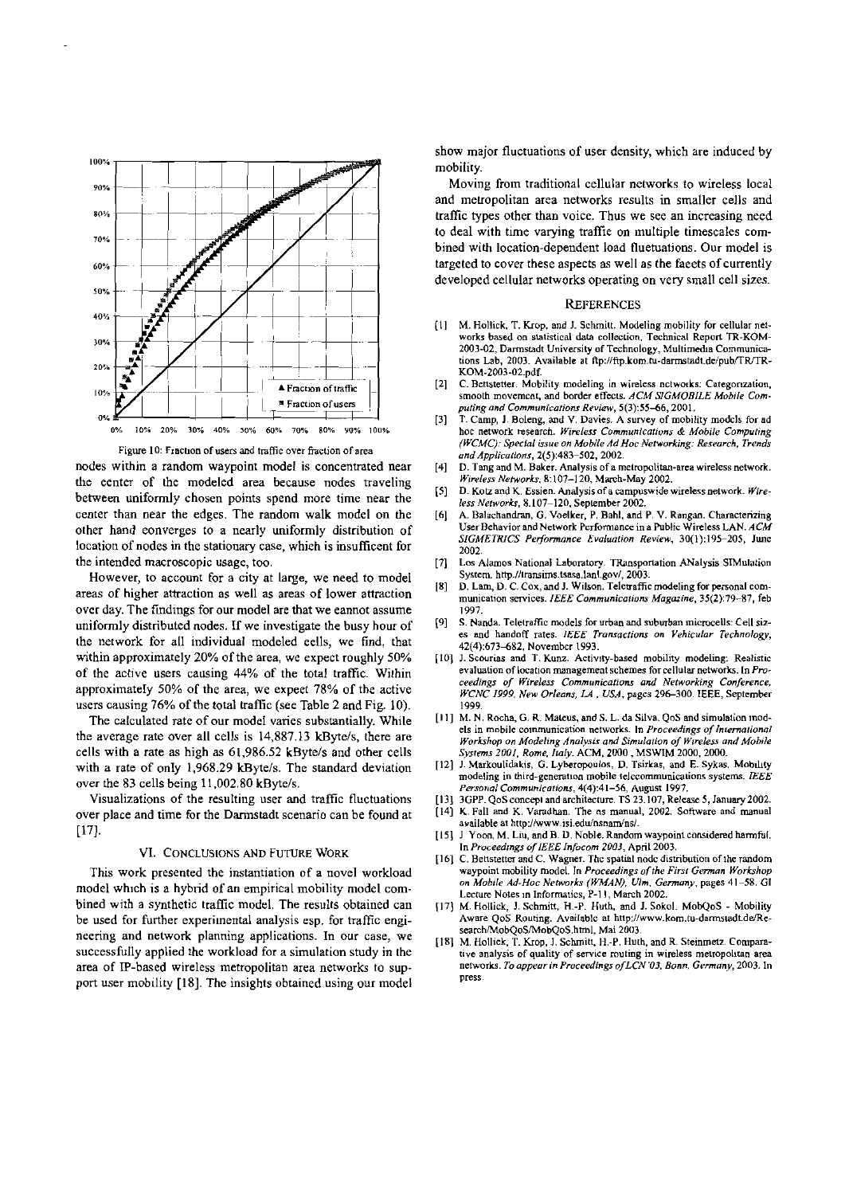100%
90%
80%
70%
60%
50%
40%
30%
20%
10%
0%
0% 10% 20% 30% 40% 50% 60% 70% 80% 90% 100%

▲ Fraction of traffic
■ Fraction of users

Figure 10: Fraction of users and traffic over fraction of area

nodes within a random waypoint model is concentrated near the center of the modeled area because nodes traveling between uniformly chosen points spend more time near the center than near the edges. The random walk model on the other hand converges to a nearly uniformly distribution of location of nodes in the stationary case, which is insufficent for the intended macroscopic usage, too.

However, to account for a city at large, we need to model areas of higher attraction as well as areas of lower attraction over day. The findings for our model are that we eannot assume uniformly distributed nodes. If we investigate the busy hour of the network for all individual modeled cells, we find, that within approximately 20% of the area, we expect roughly 50% of the active users causing 44% of the total traffic. Within approximately 50% of the area, we expect 78% of the active users causing 76% of the total traffic (see Table 2 and Fig. 10).

The calculated rate of our model varies substantially. While the average rate over all cells is 14,887.13 kByte/s, there are cells with a rate as high as 61,986.52 kByte/s and other cells with a rate of only 1,968.29 kByte/s. The standard deviation over the 83 cells being 11,002.80 kByte/s.

Visualizations of the resulting user and traffic fluctuations over place and time for the Darmstadt scenario can be found at [17].

## VI. Conclusions and Future Work

This work presented the instantiation of a novel workload model which is a hybrid of an empirical mobility model combined with a synthetic traffic model. The results obtained can be used for further experimental analysis esp. for traffic engineering and network planning applications. In our case, we successfully applied the workload for a simulation study in the area of IP-based wireless metropolitan area networks to support user mobility [18]. The insights obtained using our model show major fluctuations of user density, which are induced by mobility.

Moving from traditional cellular networks to wireless local and metropolitan area networks results in smaller cells and traffic types other than voice. Thus we see an increasing need to deal with time varying traffic on multiple timescales combined with location-dependent load fluetuations. Our model is targeted to cover these aspects as well as the facets of currently developed cellular networks operating on very small cell sizes.

## References

[1] M. Hollick, T. Krop, and J. Schmitt. Modeling mobility for cellular networks based on statistical data collection. Technical Report TR-KOM-2003-02, Darmstadt University of Technology, Multimedia Communications Lab, 2003. Available at ftp://ftp.kom.tu-darmstadt.de/pub/TR/TR-KOM-2003-02.pdf.

[2] C. Bettstetter. Mobility modeling in wireless networks: Categorization, smooth movement, and border effects. *ACM SIGMOBILE Mobile Computing and Communications Review*, 5(3):55–66, 2001.

[3] T. Camp, J. Boleng, and V. Davies. A survey of mobility models for ad hoc network research. *Wireless Communications & Mobile Computing (WCMC): Special issue on Mobile Ad Hoc Networking: Research, Trends and Applications*, 2(5):483–502, 2002.

[4] D. Tang and M. Baker. Analysis of a metropolitan-area wireless network. *Wireless Networks*, 8:107–120, March-May 2002.

[5] D. Kotz and K. Essien. Analysis of a campuswide wireless network. *Wireless Networks*, 8.107–120, September 2002.

[6] A. Balachandran, G. Voelker, P. Bahl, and P. V. Rangan. Characterizing User Behavior and Network Performance in a Public Wireless LAN. *ACM SIGMETRICS Performance Evaluation Review*, 30(1):195–205, June 2002.

[7] Los Alamos National Laboratory. TRansportation ANalysis SIMulation System. http://transims.tsasa.lanl.gov/, 2003.

[8] D. Lam, D. C. Cox, and J. Wilson. Teletraffic modeling for personal communication services. *IEEE Communications Magazine*, 35(2):79–87, feb 1997.

[9] S. Nanda. Teletraffic models for urban and suburban microcells: Cell sizes and handoff rates. *IEEE Transactions on Vehicular Technology*, 42(4):673–682, November 1993.

[10] J. Scourias and T. Kunz. Activity-based mobility modeling: Realistic evaluation of location management schemes for cellular networks. In *Proceedings of Wireless Communications and Networking Conference, WCNC 1999, New Orleans, LA , USA*, pages 296–300. IEEE, September 1999.

[11] M. N. Rocha, G. R. Mateus, and S. L. da Silva. QoS and simulation models in mobile communication networks. In *Proceedings of International Workshop on Modeling Analysis and Simulation of Wireless and Mobile Systems 2001, Rome, Italy*. ACM, 2000 , MSWIM 2000, 2000.

[12] J. Markoulidakis, G. Lyberopoulos, D. Tsirkas, and E. Sykas. Mobility modeling in third-generation mobile telecommunications systems. *IEEE Personal Communications*, 4(4):41–56, August 1997.

[13] 3GPP. QoS concept and architecture. TS 23.107, Release 5, January 2002.

[14] K. Fall and K. Varadhan. The ns manual, 2002. Software and manual available at http://www.isi.edu/nsnam/ns/.

[15] J. Yoon, M. Liu, and B. D. Noble. Random waypoint considered harmful. In *Proceedings of IEEE Infocom 2003*, April 2003.

[16] C. Bettstetter and C. Wagner. The spatial node distribution of the random waypoint mobility model. In *Proceedings of the First German Workshop on Mobile Ad-Hoc Networks (WMAN), Ulm, Germany*, pages 41–58. GI Lecture Notes in Informatics, P-11, March 2002.

[17] M. Hollick, J. Schmitt, H.-P. Huth, and J. Sokol. MobQoS - Mobility Aware QoS Routing. Available at http://www.kom.tu-darmstadt.de/Research/MobQoS/MobQoS.html, Mai 2003.

[18] M. Hollick, T. Krop, J. Schmitt, H.-P. Huth, and R. Steinmetz. Comparative analysis of quality of service routing in wireless metropolitan area networks. *To appear in Proceedings of LCN'03, Bonn, Germany*, 2003. In press.